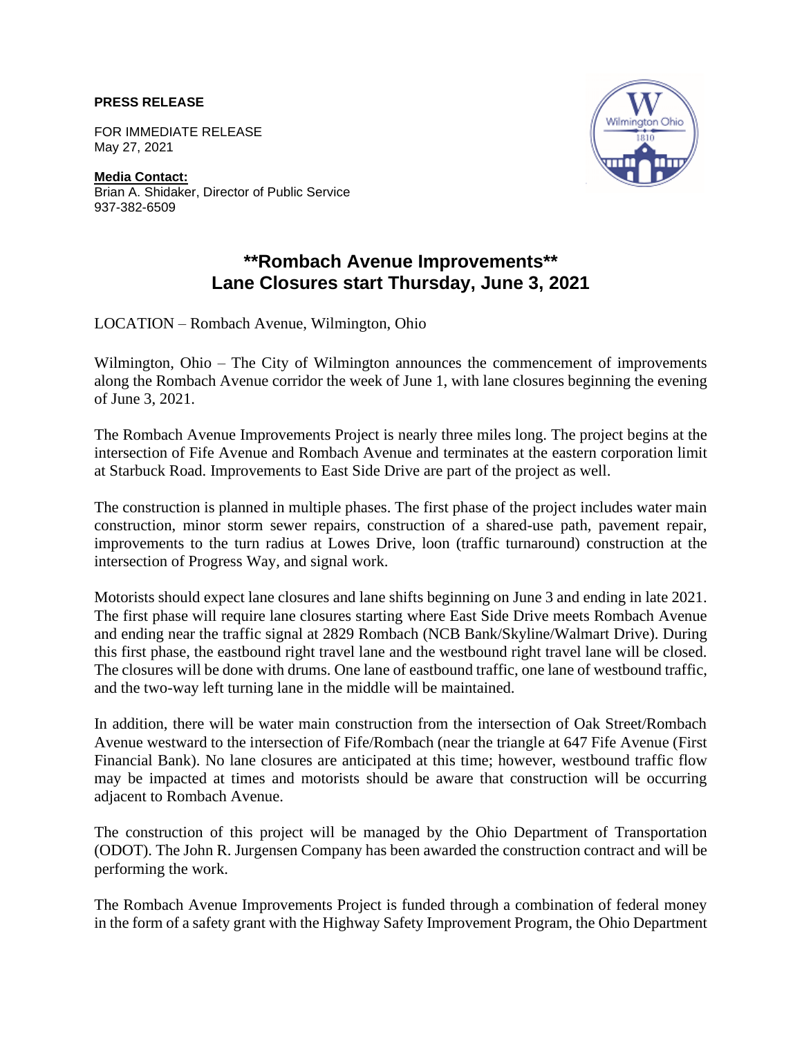**PRESS RELEASE**

FOR IMMEDIATE RELEASE
May 27, 2021

**Media Contact:**
Brian A. Shidaker, Director of Public Service
937-382-6509

# **Rombach Avenue Improvements**
# Lane Closures start Thursday, June 3, 2021

LOCATION – Rombach Avenue, Wilmington, Ohio

Wilmington, Ohio – The City of Wilmington announces the commencement of improvements along the Rombach Avenue corridor the week of June 1, with lane closures beginning the evening of June 3, 2021.

The Rombach Avenue Improvements Project is nearly three miles long. The project begins at the intersection of Fife Avenue and Rombach Avenue and terminates at the eastern corporation limit at Starbuck Road. Improvements to East Side Drive are part of the project as well.

The construction is planned in multiple phases. The first phase of the project includes water main construction, minor storm sewer repairs, construction of a shared-use path, pavement repair, improvements to the turn radius at Lowes Drive, loon (traffic turnaround) construction at the intersection of Progress Way, and signal work.

Motorists should expect lane closures and lane shifts beginning on June 3 and ending in late 2021. The first phase will require lane closures starting where East Side Drive meets Rombach Avenue and ending near the traffic signal at 2829 Rombach (NCB Bank/Skyline/Walmart Drive). During this first phase, the eastbound right travel lane and the westbound right travel lane will be closed. The closures will be done with drums. One lane of eastbound traffic, one lane of westbound traffic, and the two-way left turning lane in the middle will be maintained.

In addition, there will be water main construction from the intersection of Oak Street/Rombach Avenue westward to the intersection of Fife/Rombach (near the triangle at 647 Fife Avenue (First Financial Bank). No lane closures are anticipated at this time; however, westbound traffic flow may be impacted at times and motorists should be aware that construction will be occurring adjacent to Rombach Avenue.

The construction of this project will be managed by the Ohio Department of Transportation (ODOT). The John R. Jurgensen Company has been awarded the construction contract and will be performing the work.

The Rombach Avenue Improvements Project is funded through a combination of federal money in the form of a safety grant with the Highway Safety Improvement Program, the Ohio Department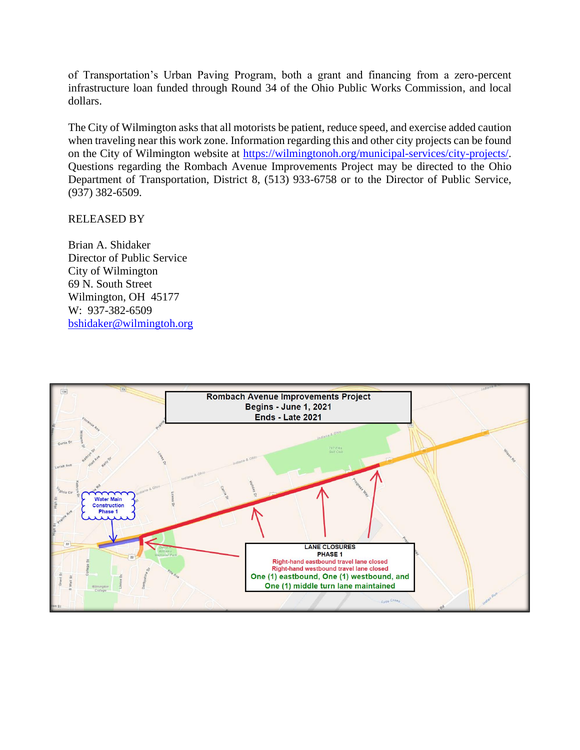of Transportation's Urban Paving Program, both a grant and financing from a zero-percent infrastructure loan funded through Round 34 of the Ohio Public Works Commission, and local dollars.

The City of Wilmington asks that all motorists be patient, reduce speed, and exercise added caution when traveling near this work zone. Information regarding this and other city projects can be found on the City of Wilmington website at [https://wilmingtonoh.org/municipal-services/city-projects/](https://wilmingtonoh.org/municipal-services/city-projects/). Questions regarding the Rombach Avenue Improvements Project may be directed to the Ohio Department of Transportation, District 8, (513) 933-6758 or to the Director of Public Service, (937) 382-6509.

RELEASED BY

Brian A. Shidaker
Director of Public Service
City of Wilmington
69 N. South Street
Wilmington, OH 45177
W: 937-382-6509
[bshidaker@wilmingtoh.org](mailto:bshidaker@wilmingtoh.org)

Rombach Avenue Improvements Project
Begins - June 1, 2021
Ends - Late 2021

Water Main Construction Phase 1

LANE CLOSURES
PHASE 1
Right-hand eastbound travel lane closed
Right-hand westbound travel lane closed
One (1) eastbound, One (1) westbound, and One (1) middle turn lane maintained